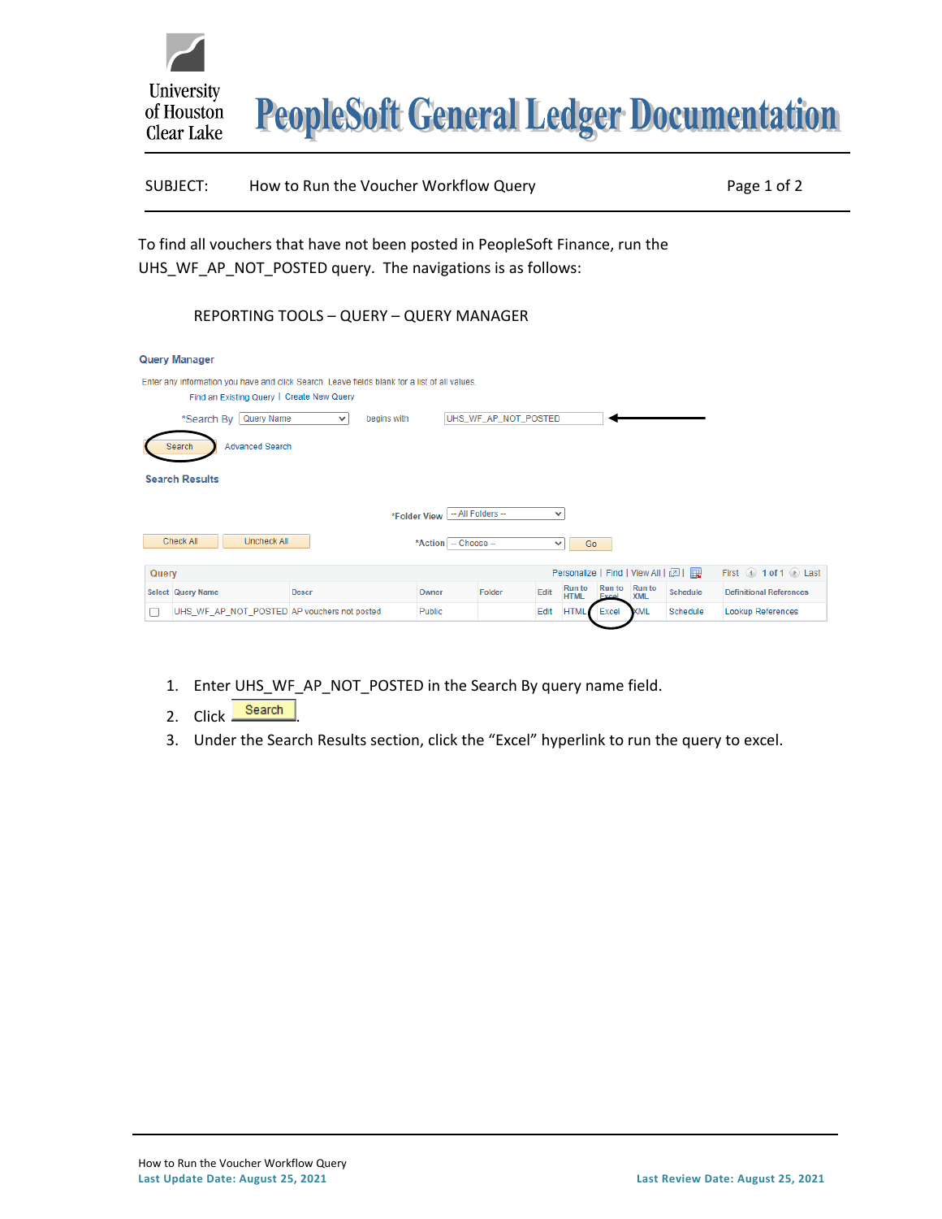# PeopleSoft General Ledger Documentation

University of Houston Clear Lake

SUBJECT: How to Run the Voucher Workflow Query

To find all vouchers that have not been posted in PeopleSoft Finance, run the UHS_WF_AP_NOT_POSTED query. The navigations is as follows:

REPORTING TOOLS – QUERY – QUERY MANAGER

**Query Manager**

Enter any information you have and click Search. Leave fields blank for a list of all values.

Find an Existing Query | Create New Query

*Search By Query Name begins with UHS_WF_AP_NOT_POSTED

Search Advanced Search

**Search Results**

*Folder View -- All Folders --

Check All Uncheck All *Action -- Choose -- Go

| Select | Query Name | Descr | Owner | Folder | Edit | Run to HTML | Run to Excel | Run to XML | Schedule | Definitional References |
|---|---|---|---|---|---|---|---|---|---|---|
| ☐ | UHS_WF_AP_NOT_POSTED | AP vouchers not posted | Public | | Edit | HTML | Excel | XML | Schedule | Lookup References |

1. Enter UHS_WF_AP_NOT_POSTED in the Search By query name field.
2. Click Search.
3. Under the Search Results section, click the “Excel” hyperlink to run the query to excel.

How to Run the Voucher Workflow Query

**Last Update Date: August 25, 2021** **Last Review Date: August 25, 2021**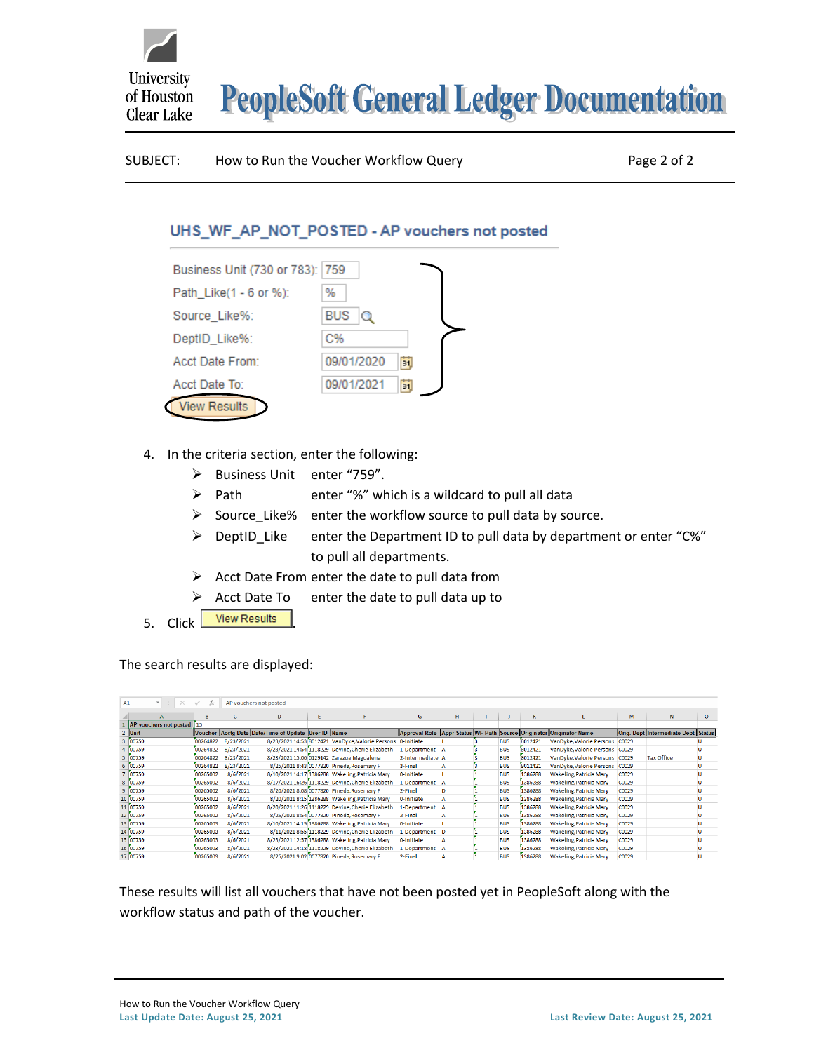UHS_WF_AP_NOT_POSTED - AP vouchers not posted

Business Unit (730 or 783): 759
Path_Like(1 - 6 or %): %
Source_Like%: BUS
DeptID_Like%: C%
Acct Date From: 09/01/2020
Acct Date To: 09/01/2021
View Results

4. In the criteria section, enter the following:
   - Business Unit enter "759".
   - Path enter "%" which is a wildcard to pull all data
   - Source_Like% enter the workflow source to pull data by source.
   - DeptID_Like enter the Department ID to pull data by department or enter "C%" to pull all departments.
   - Acct Date From enter the date to pull data from
   - Acct Date To enter the date to pull data up to
5. Click View Results.

The search results are displayed:

| AP vouchers not posted | 15 | | | | | | | | | | | | | |
|---|---|---|---|---|---|---|---|---|---|---|---|---|---|---|
| Unit | Voucher | Acctg Date | Date/Time of Update | User ID | Name | Approval Role | Appr Status | WF Path | Source | Originator | Originator Name | Orig. Dept | Intermediate Dept | Status |
| 00759 | 00264822 | 8/23/2021 | 8/23/2021 14:53 | 8012421 | VanDyke,Valorie Persons | 0-Initiate | I | 3 | BUS | 8012421 | VanDyke,Valorie Persons | C0029 | | U |
| 00759 | 00264822 | 8/23/2021 | 8/23/2021 14:54 | 1118229 | Devine,Cherie Elizabeth | 1-Department | A | 3 | BUS | 8012421 | VanDyke,Valorie Persons | C0029 | | U |
| 00759 | 00264822 | 8/23/2021 | 8/23/2021 15:06 | 0129142 | Zarazua,Magdalena | 2-Intermediate | A | 3 | BUS | 8012421 | VanDyke,Valorie Persons | C0029 | Tax Office | U |
| 00759 | 00264822 | 8/23/2021 | 8/25/2021 8:43 | 0077820 | Pineda,Rosemary F | 3-Final | A | 3 | BUS | 8012421 | VanDyke,Valorie Persons | C0029 | | U |
| 00759 | 00265002 | 8/6/2021 | 8/16/2021 14:17 | 1386288 | Wakeling,Patricia Mary | 0-Initiate | I | 1 | BUS | 1386288 | Wakeling,Patricia Mary | C0029 | | U |
| 00759 | 00265002 | 8/6/2021 | 8/17/2021 16:26 | 1118229 | Devine,Cherie Elizabeth | 1-Department | A | 1 | BUS | 1386288 | Wakeling,Patricia Mary | C0029 | | U |
| 00759 | 00265002 | 8/6/2021 | 8/20/2021 8:08 | 0077820 | Pineda,Rosemary F | 2-Final | D | 1 | BUS | 1386288 | Wakeling,Patricia Mary | C0029 | | U |
| 00759 | 00265002 | 8/6/2021 | 8/20/2021 8:15 | 1386288 | Wakeling,Patricia Mary | 0-Initiate | A | 1 | BUS | 1386288 | Wakeling,Patricia Mary | C0029 | | U |
| 00759 | 00265002 | 8/6/2021 | 8/20/2021 11:26 | 1118229 | Devine,Cherie Elizabeth | 1-Department | A | 1 | BUS | 1386288 | Wakeling,Patricia Mary | C0029 | | U |
| 00759 | 00265002 | 8/6/2021 | 8/25/2021 8:54 | 0077820 | Pineda,Rosemary F | 2-Final | A | 1 | BUS | 1386288 | Wakeling,Patricia Mary | C0029 | | U |
| 00759 | 00265003 | 8/6/2021 | 8/10/2021 14:19 | 1386288 | Wakeling,Patricia Mary | 0-Initiate | I | 1 | BUS | 1386288 | Wakeling,Patricia Mary | C0029 | | U |
| 00759 | 00265003 | 8/6/2021 | 8/11/2021 8:55 | 1118229 | Devine,Cherie Elizabeth | 1-Department | D | 1 | BUS | 1386288 | Wakeling,Patricia Mary | C0029 | | U |
| 00759 | 00265003 | 8/6/2021 | 8/23/2021 12:57 | 1386288 | Wakeling,Patricia Mary | 0-Initiate | A | 1 | BUS | 1386288 | Wakeling,Patricia Mary | C0029 | | U |
| 00759 | 00265003 | 8/6/2021 | 8/23/2021 14:18 | 1118229 | Devine,Cherie Elizabeth | 1-Department | A | 1 | BUS | 1386288 | Wakeling,Patricia Mary | C0029 | | U |
| 00759 | 00265003 | 8/6/2021 | 8/25/2021 9:02 | 0077820 | Pineda,Rosemary F | 2-Final | A | 1 | BUS | 1386288 | Wakeling,Patricia Mary | C0029 | | U |

These results will list all vouchers that have not been posted yet in PeopleSoft along with the workflow status and path of the voucher.